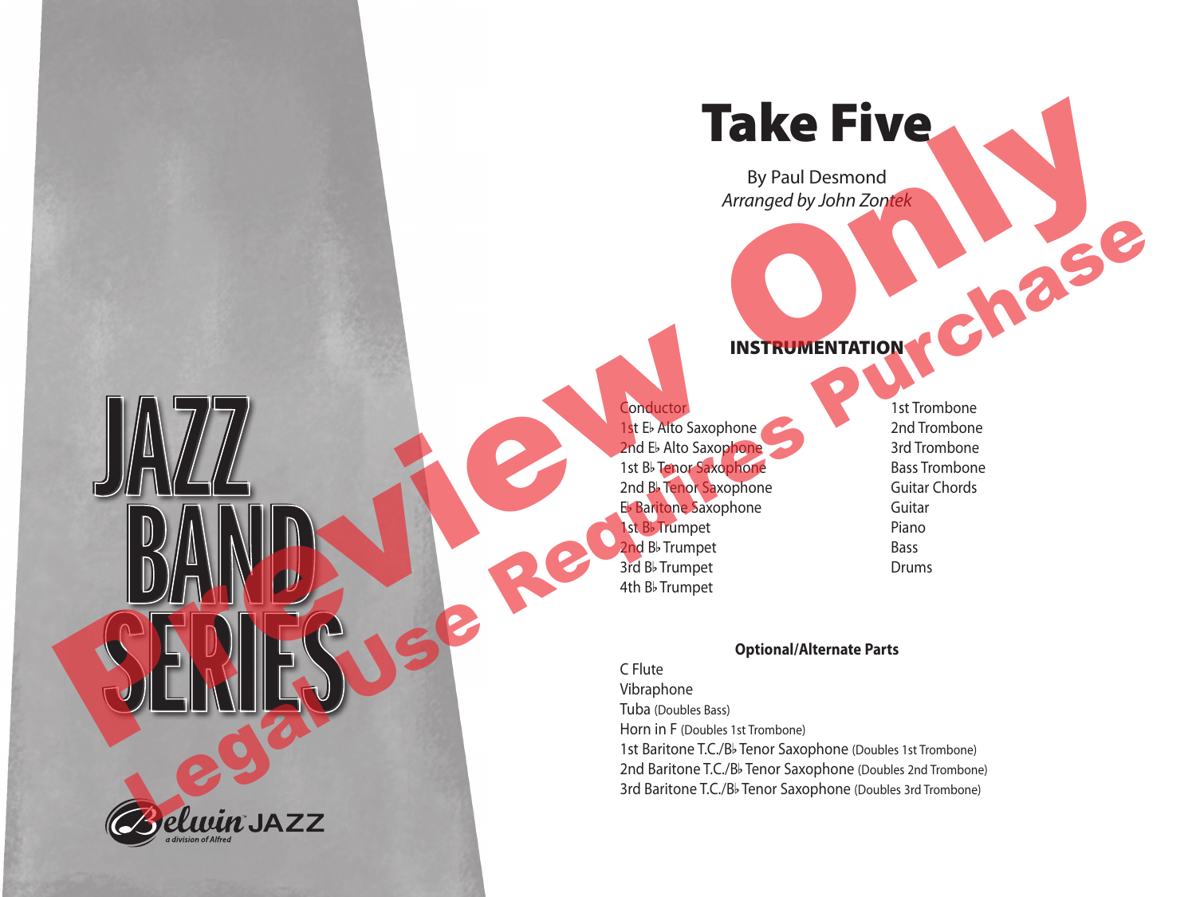# Take Five

By Paul Desmond
*Arranged by John Zontek*

## INSTRUMENTATION

Conductor
1st E♭ Alto Saxophone
2nd E♭ Alto Saxophone
1st B♭ Tenor Saxophone
2nd B♭ Tenor Saxophone
E♭ Baritone Saxophone
1st B♭ Trumpet
2nd B♭ Trumpet
3rd B♭ Trumpet
4th B♭ Trumpet
1st Trombone
2nd Trombone
3rd Trombone
Bass Trombone
Guitar Chords
Guitar
Piano
Bass
Drums

### Optional/Alternate Parts

C Flute
Vibraphone
Tuba (Doubles Bass)
Horn in F (Doubles 1st Trombone)
1st Baritone T.C./B♭ Tenor Saxophone (Doubles 1st Trombone)
2nd Baritone T.C./B♭ Tenor Saxophone (Doubles 2nd Trombone)
3rd Baritone T.C./B♭ Tenor Saxophone (Doubles 3rd Trombone)

JAZZ BAND SERIES

Belwin JAZZ
a division of Alfred

Preview Only
Legal Use Requires Purchase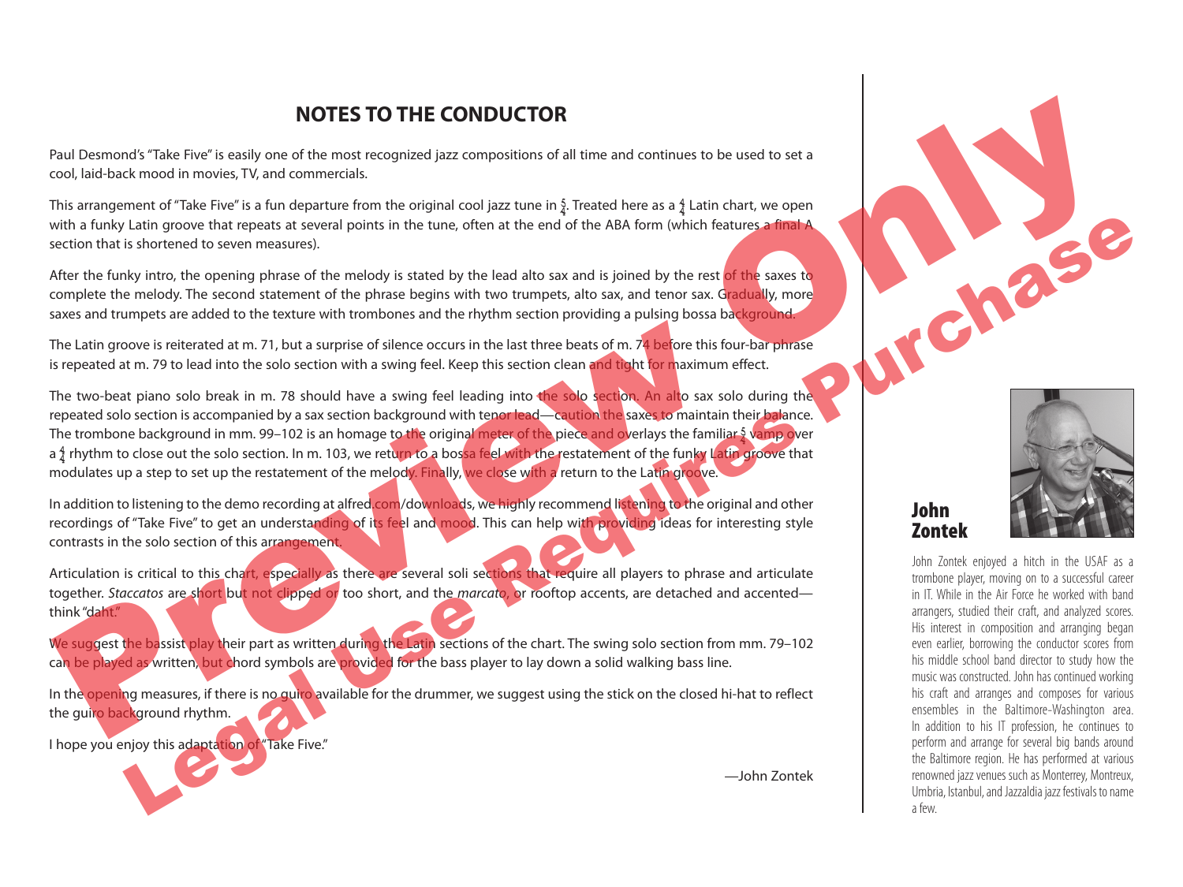# NOTES TO THE CONDUCTOR

Paul Desmond's "Take Five" is easily one of the most recognized jazz compositions of all time and continues to be used to set a cool, laid-back mood in movies, TV, and commercials.

This arrangement of "Take Five" is a fun departure from the original cool jazz tune in $\frac{5}{4}$. Treated here as a $\frac{4}{4}$ Latin chart, we open with a funky Latin groove that repeats at several points in the tune, often at the end of the ABA form (which features a final A section that is shortened to seven measures).

After the funky intro, the opening phrase of the melody is stated by the lead alto sax and is joined by the rest of the saxes to complete the melody. The second statement of the phrase begins with two trumpets, alto sax, and tenor sax. Gradually, more saxes and trumpets are added to the texture with trombones and the rhythm section providing a pulsing bossa background.

The Latin groove is reiterated at m. 71, but a surprise of silence occurs in the last three beats of m. 74 before this four-bar phrase is repeated at m. 79 to lead into the solo section with a swing feel. Keep this section clean and tight for maximum effect.

The two-beat piano solo break in m. 78 should have a swing feel leading into the solo section. An alto sax solo during the repeated solo section is accompanied by a sax section background with tenor lead—caution the saxes to maintain their balance. The trombone background in mm. 99–102 is an homage to the original meter of the piece and overlays the familiar $\frac{5}{4}$ vamp over a $\frac{4}{4}$ rhythm to close out the solo section. In m. 103, we return to a bossa feel with the restatement of the funky Latin groove that modulates up a step to set up the restatement of the melody. Finally, we close with a return to the Latin groove.

In addition to listening to the demo recording at alfred.com/downloads, we highly recommend listening to the original and other recordings of "Take Five" to get an understanding of its feel and mood. This can help with providing ideas for interesting style contrasts in the solo section of this arrangement.

Articulation is critical to this chart, especially as there are several soli sections that require all players to phrase and articulate together. *Staccatos* are short but not clipped or too short, and the *marcato*, or rooftop accents, are detached and accented—think "daht."

We suggest the bassist play their part as written during the Latin sections of the chart. The swing solo section from mm. 79–102 can be played as written, but chord symbols are provided for the bass player to lay down a solid walking bass line.

In the opening measures, if there is no guiro available for the drummer, we suggest using the stick on the closed hi-hat to reflect the guiro background rhythm.

I hope you enjoy this adaptation of "Take Five."

—John Zontek

## John Zontek

John Zontek enjoyed a hitch in the USAF as a trombone player, moving on to a successful career in IT. While in the Air Force he worked with band arrangers, studied their craft, and analyzed scores. His interest in composition and arranging began even earlier, borrowing the conductor scores from his middle school band director to study how the music was constructed. John has continued working his craft and arranges and composes for various ensembles in the Baltimore-Washington area. In addition to his IT profession, he continues to perform and arrange for several big bands around the Baltimore region. He has performed at various renowned jazz venues such as Monterrey, Montreux, Umbria, Istanbul, and Jazzaldia jazz festivals to name a few.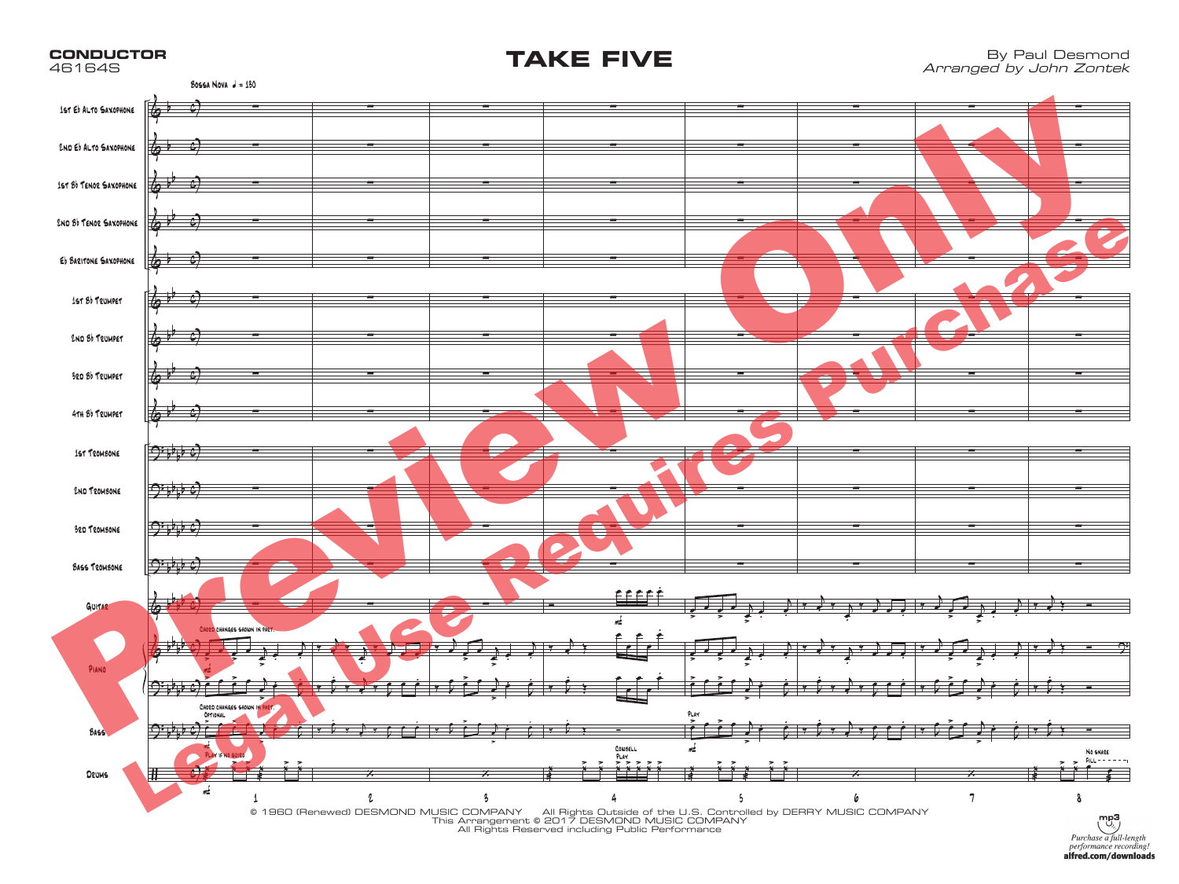**CONDUCTOR**
46164S

# TAKE FIVE

By Paul Desmond
*Arranged by John Zontek*

Bossa Nova ♩ = 130

1st E♭ Alto Saxophone
2nd E♭ Alto Saxophone
1st B♭ Tenor Saxophone
2nd B♭ Tenor Saxophone
E♭ Baritone Saxophone
1st B♭ Trumpet
2nd B♭ Trumpet
3rd B♭ Trumpet
4th B♭ Trumpet
1st Trombone
2nd Trombone
3rd Trombone
Bass Trombone
Guitar
Piano
Bass
Drums

Chord changes shown in part.
Chord changes shown in part. Optional
Play if no guitar
Cowbell Play
Play
No snare Fill

1 2 3 4 5 6 7 8

© 1960 (Renewed) DESMOND MUSIC COMPANY   All Rights Outside of the U.S. Controlled by DERRY MUSIC COMPANY
This Arrangement © 2017 DESMOND MUSIC COMPANY
All Rights Reserved including Public Performance

Preview Only
Legal Use Requires Purchase

mp3
*Purchase a full-length performance recording!*
**alfred.com/downloads**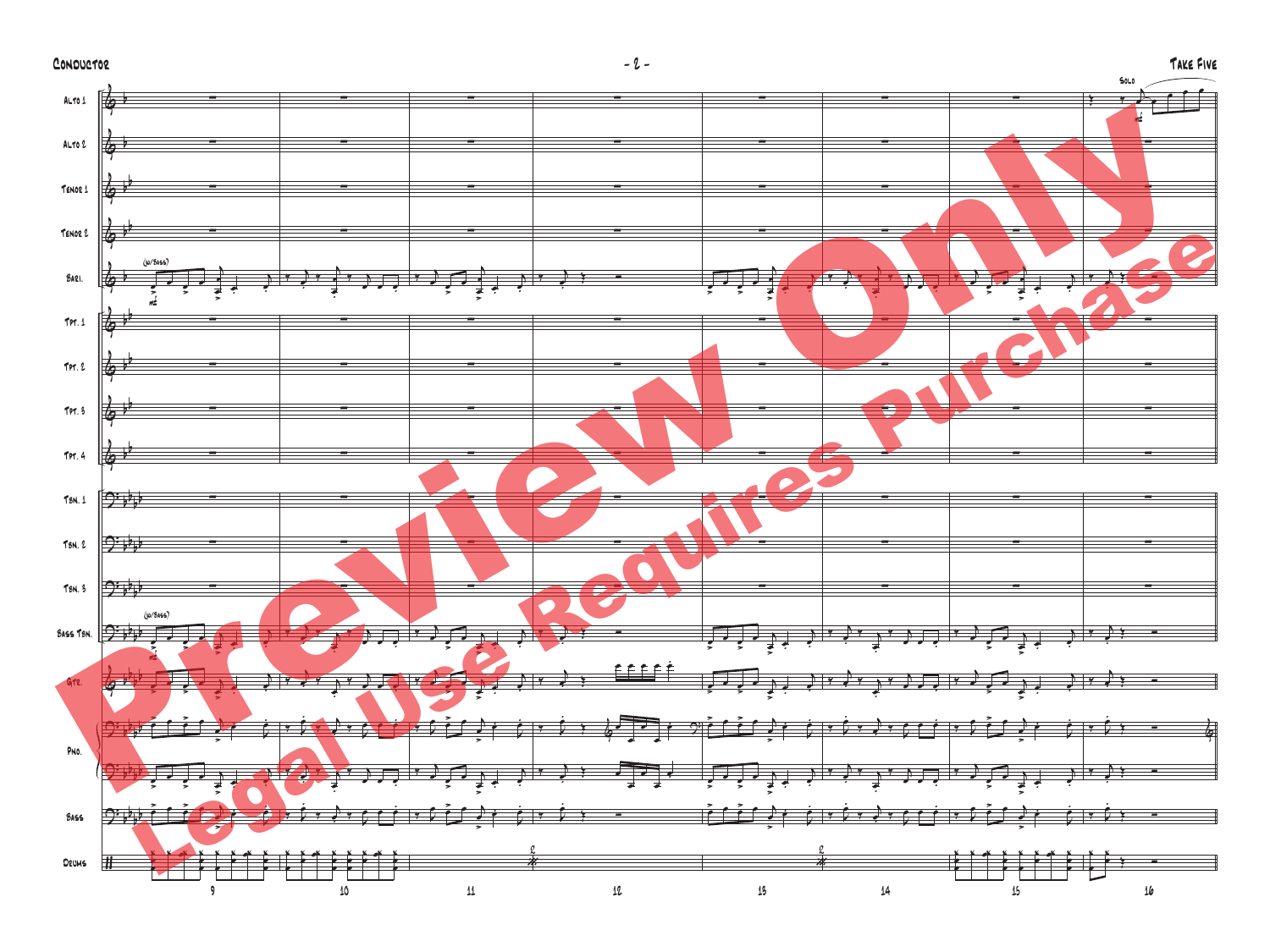Alto 1

Alto 2

Tenor 1

Tenor 2

Bari.

Tpt. 1

Tpt. 2

Tpt. 3

Tpt. 4

Tbn. 1

Tbn. 2

Tbn. 3

Bass Tbn.

Gtr.

Pno.

Bass

Drums

Solo

mf

(w/Bass)

mf

(w/Bass)

mf

9 10 11 12 13 14 15 16

Preview Only

Legal Use Requires Purchase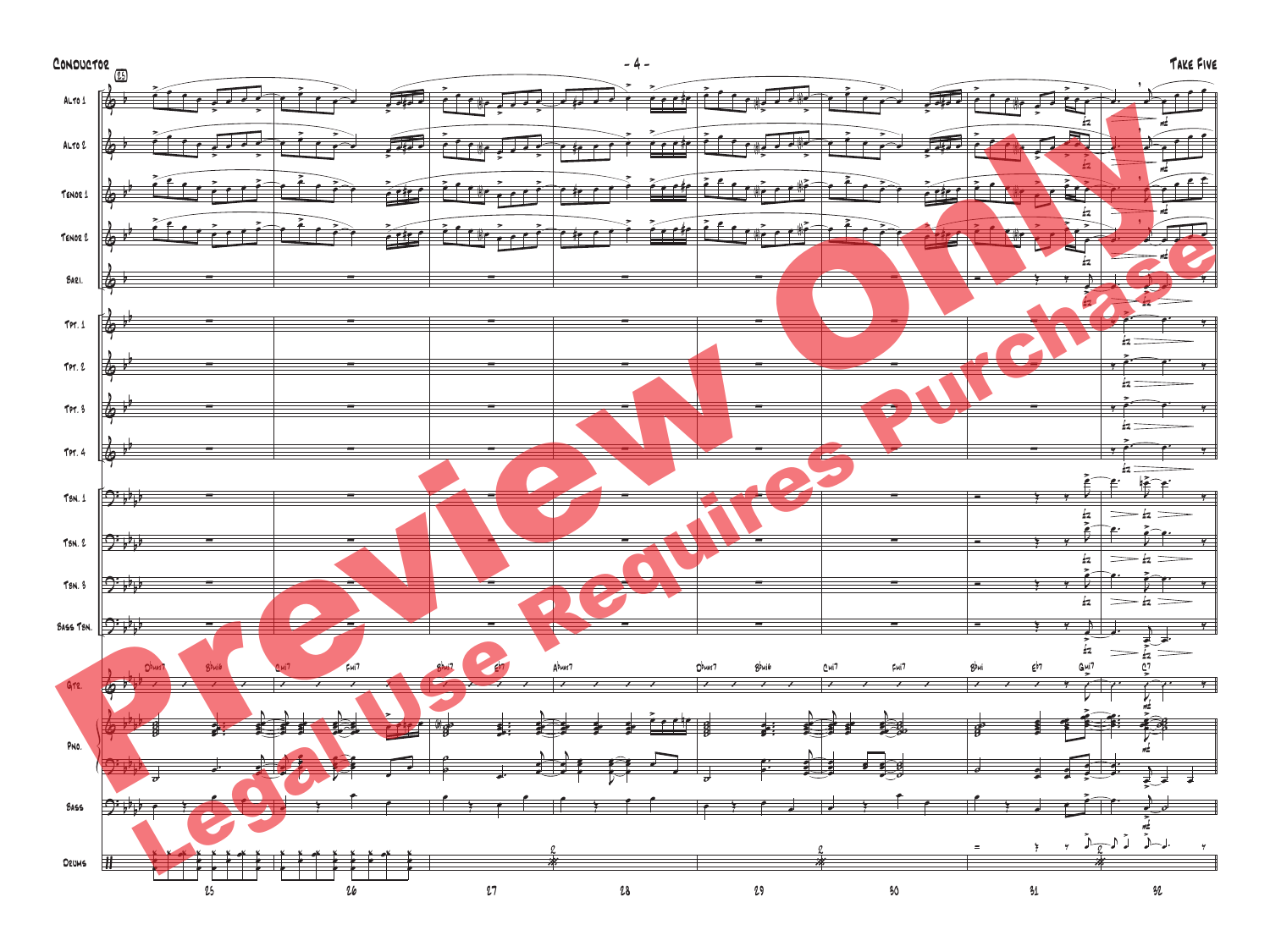Conductor

Take Five

Alto 1

Alto 2

Tenor 1

Tenor 2

Bari.

Tpt. 1

Tpt. 2

Tpt. 3

Tpt. 4

Tbn. 1

Tbn. 2

Tbn. 3

Bass Tbn.

Gtr.

Pno.

Bass

Drums

Dbmaj7 Bbmi6 Cmi7 Fmi7 Bbmi7 Eb7 Abmaj7 Dbmaj7 Bbmi6 Cmi7 Fmi7 Bbmi Eb7 Gmi7 C7

25 26 27 28 29 30 31 32

Preview Only

Legal Use Requires Purchase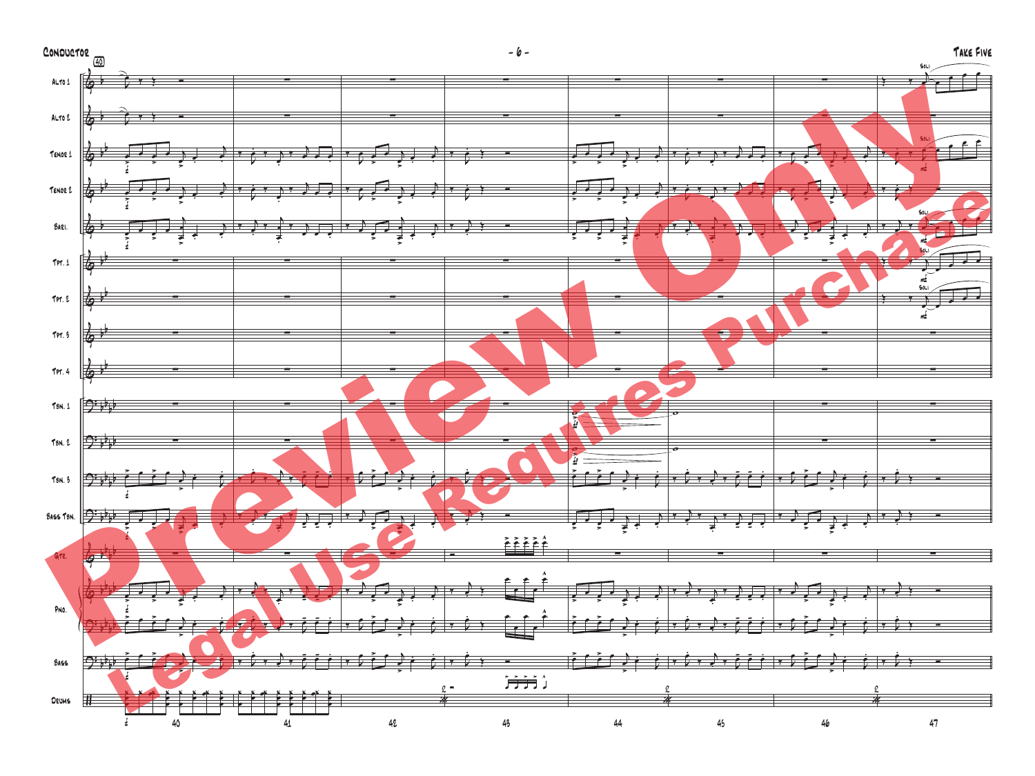Alto 1

Alto 2

Tenor 1

Tenor 2

Bari.

Tpt. 1

Tpt. 2

Tpt. 3

Tpt. 4

Tbn. 1

Tbn. 2

Tbn. 3

Bass Tbn.

Gtr.

Pno.

Bass

Drums

Preview Only

Legal Use Requires Purchase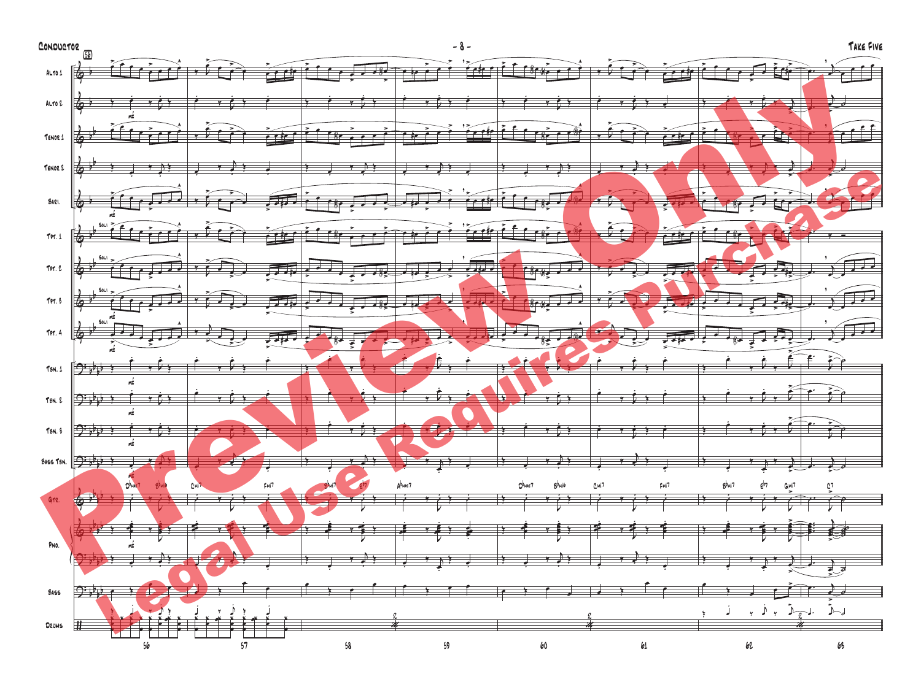Conductor

Take Five

Alto 1

Alto 2

Tenor 1

Tenor 2

Bari.

Tpt. 1

Tpt. 2

Tpt. 3

Tpt. 4

Tbn. 1

Tbn. 2

Tbn. 3

Bass Tbn.

Gtr.

Pno.

Bass

Drums

D♭maj7 B♭mi6 Cmi7 Fmi7 B♭mi7 E♭7 A♭maj7 D♭maj7 B♭mi6 Cmi7 Fmi7 B♭mi7 E♭7 Gmi7 C7

56 57 58 59 60 61 62 63

Preview Only

Legal Use Requires Purchase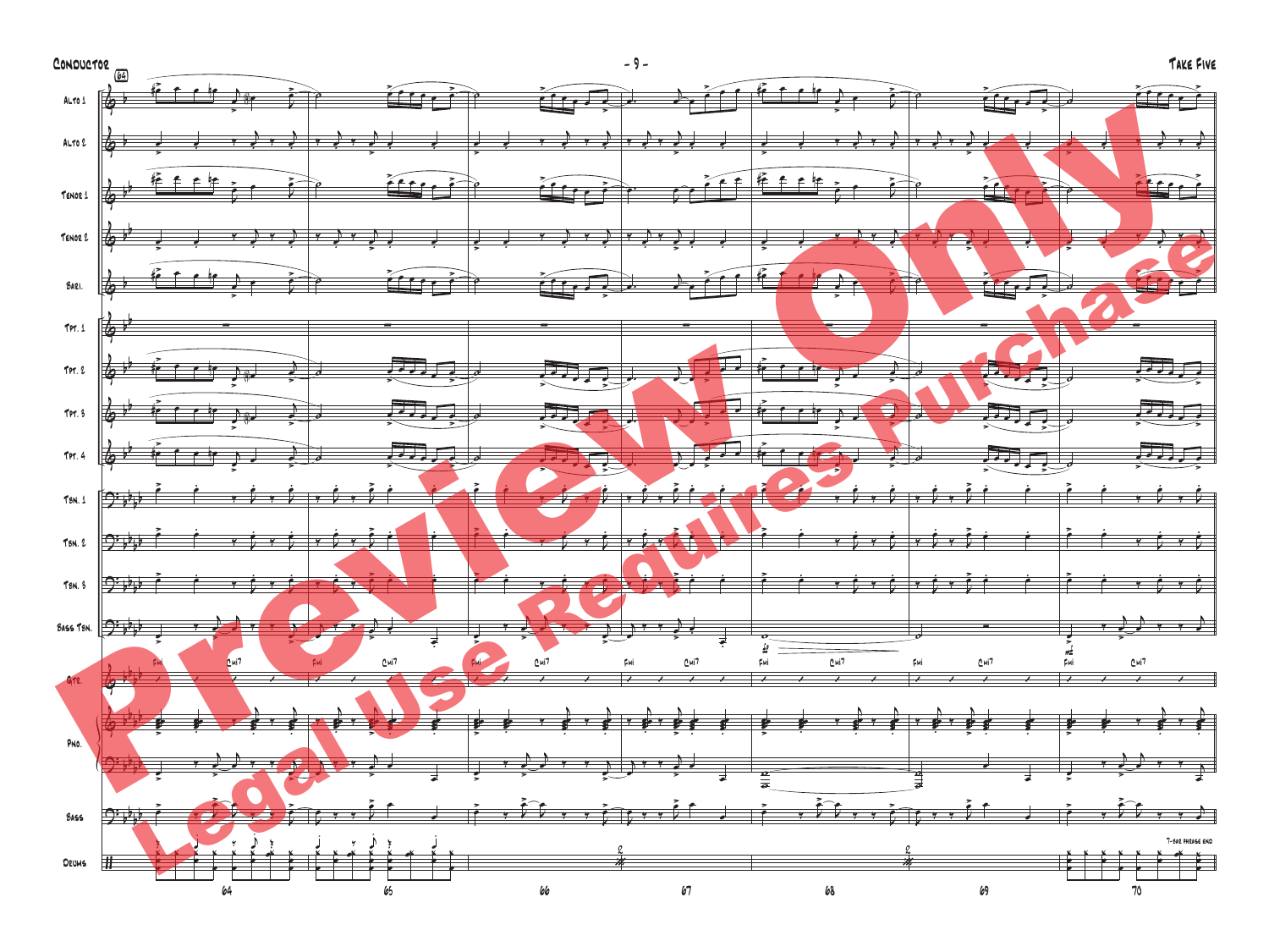Conductor

Take Five

Alto 1

Alto 2

Tenor 1

Tenor 2

Bari.

Tpt. 1

Tpt. 2

Tpt. 3

Tpt. 4

Tbn. 1

Tbn. 2

Tbn. 3

Bass Tbn.

Gtr.

Pno.

Bass

Drums

Fmi Cmi7 Fmi Cmi7 Fmi Cmi7 Fmi Cmi7 Fmi Cmi7 Fmi Cmi7 Fmi Cmi7

7-bar phrase end

64 65 66 67 68 69 70

Preview Only

Legal Use Requires Purchase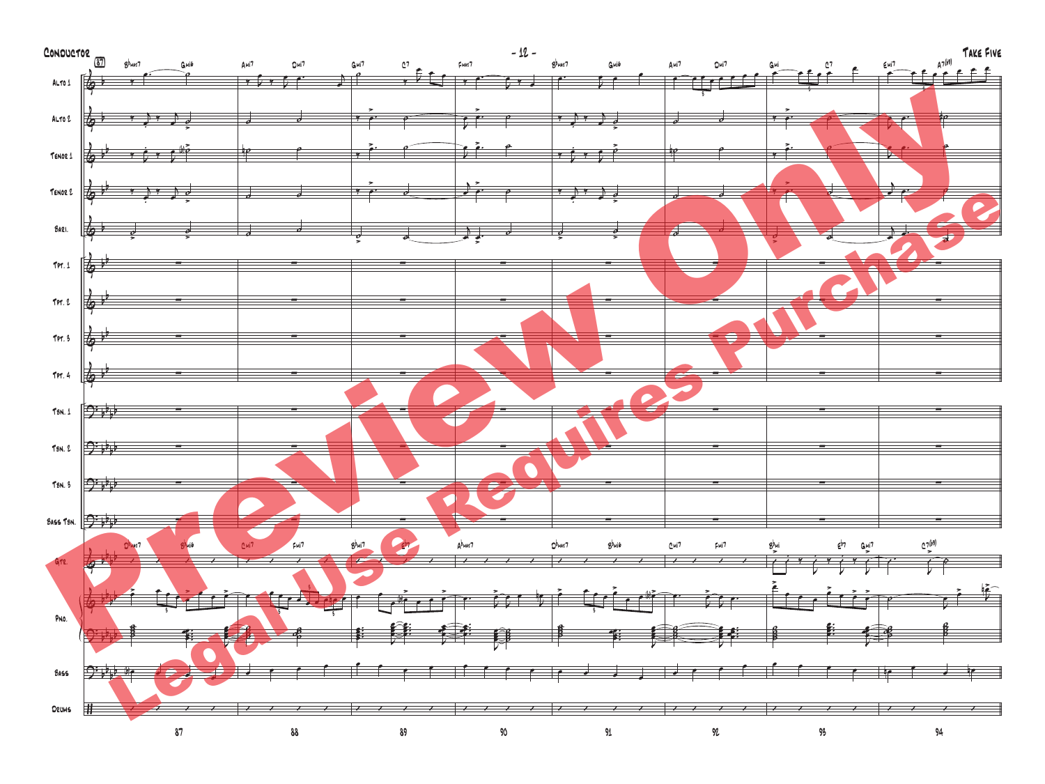**87**

Alto 1 — B♭maj7, Gmi6 | Ami7, Dmi7 | Gmi7, C7 | Fmaj7 | B♭maj7, Gmi6 | Ami7, Dmi7 | Gmi, C7 | Emi7, A7(♭9)

Alto 2

Tenor 1

Tenor 2

Bari.

Tpt. 1

Tpt. 2

Tpt. 3

Tpt. 4

Tbn. 1

Tbn. 2

Tbn. 3

Bass Tbn.

Gtr. — D♭maj7, B♭mi6 | Cmi7, Fmi7 | B♭mi7, E♭7 | A♭maj7 | D♭maj7, B♭mi6 | Cmi7, Fmi7 | B♭mi, E♭7, Gmi7 | C7(♭9)

Pno.

Bass

Drums

87 | 88 | 89 | 90 | 91 | 92 | 93 | 94

Preview Only

Legal Use Requires Purchase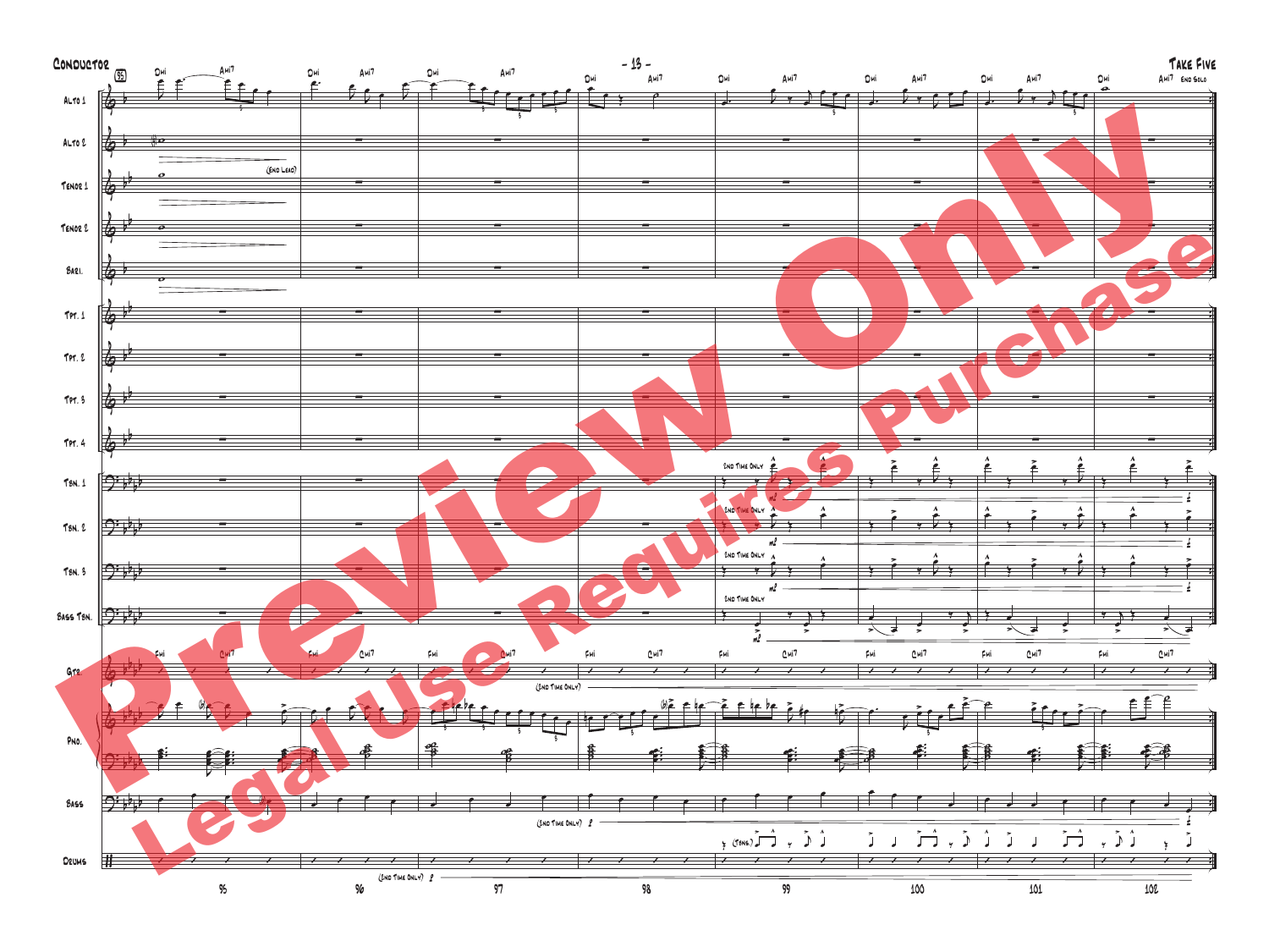Conductor

Take Five

Preview Only

Legal Use Requires Purchase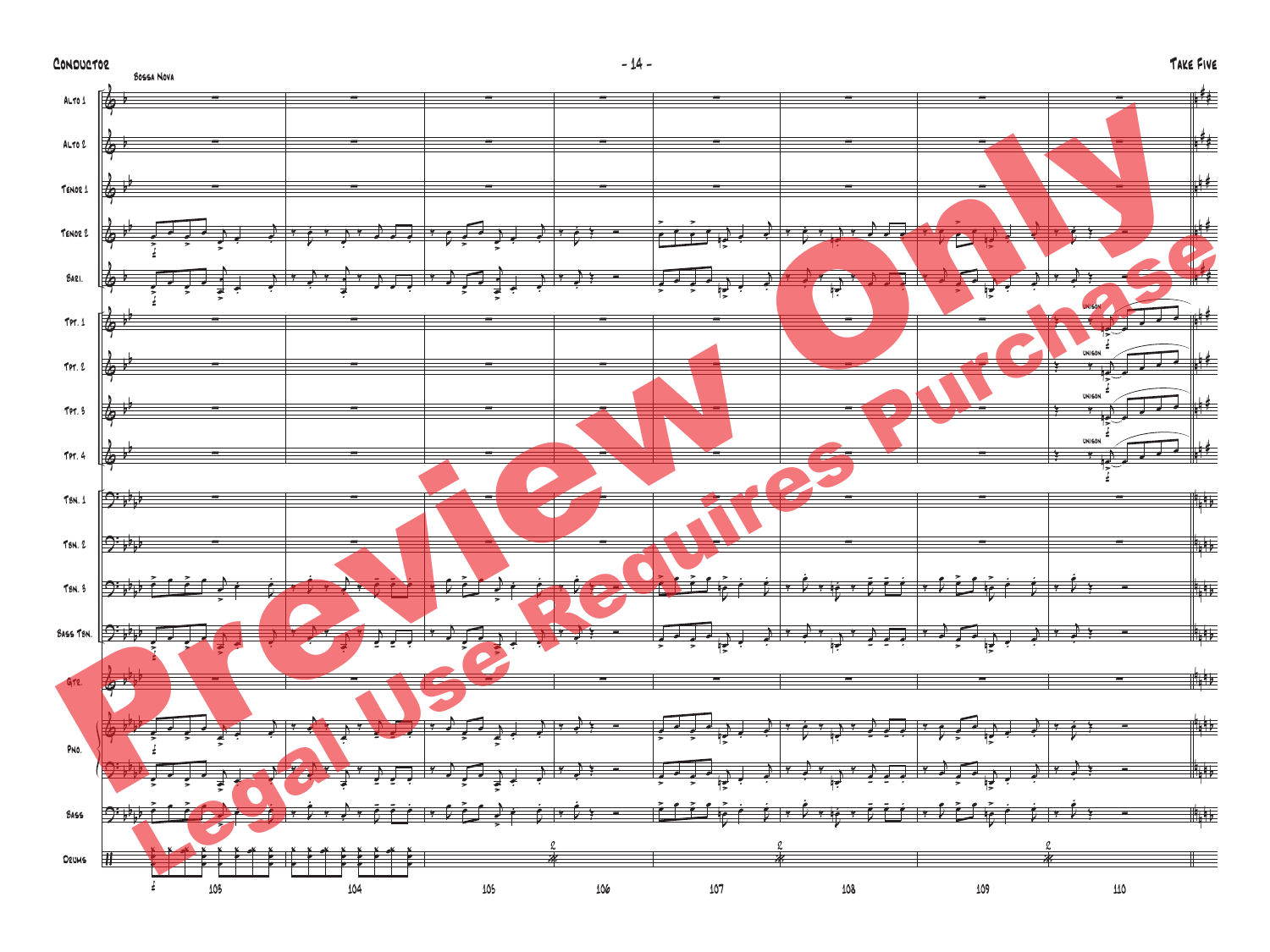Bossa Nova

Alto 1

Alto 2

Tenor 1

Tenor 2

Bari.

Tpt. 1

Tpt. 2

Tpt. 3

Tpt. 4

Tbn. 1

Tbn. 2

Tbn. 3

Bass Tbn.

Gtr.

Pno.

Bass

Drums

Unison

103 104 105 106 107 108 109 110

Preview Only

Legal Use Requires Purchase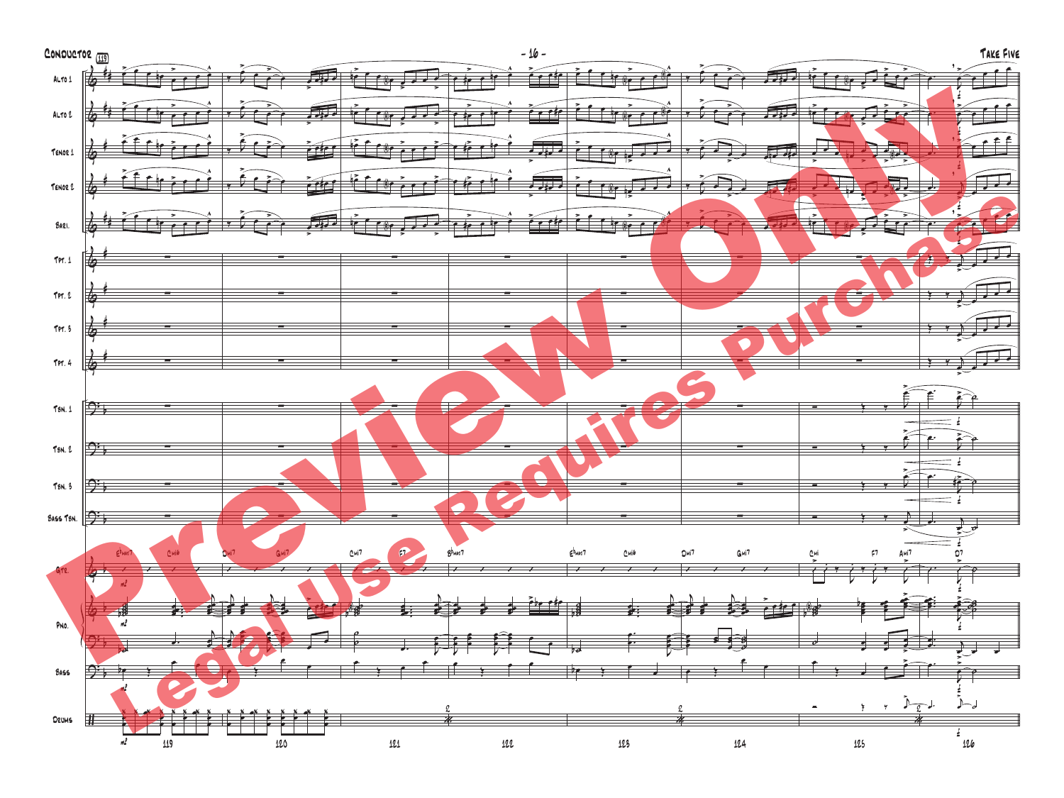Conductor (119) - 16 - Take Five

Alto 1
Alto 2
Tenor 1
Tenor 2
Bari.
Tpt. 1
Tpt. 2
Tpt. 3
Tpt. 4
Tbn. 1
Tbn. 2
Tbn. 3
Bass Tbn.
Gtr.
Pno.
Bass
Drums

E♭maj7 Cmi6 Dmi7 Gmi7 Cmi7 F7 B♭maj7 E♭maj7 Cmi6 Dmi7 Gmi7 Cmi F7 Ami7 D7

mf

119 120 121 122 123 124 125 126

Preview Only
Legal Use Requires Purchase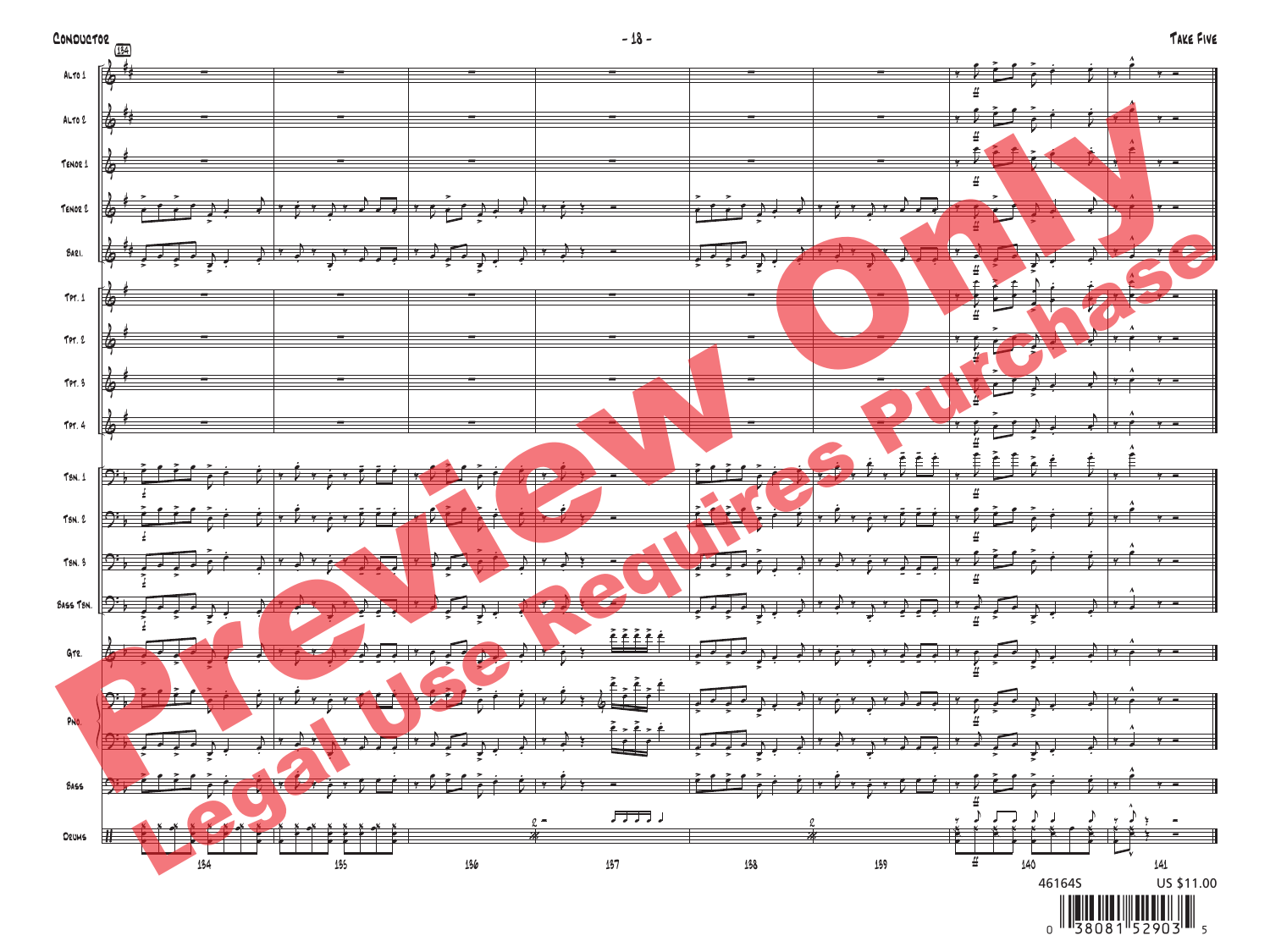Conductor

Take Five

46164S

US $11.00

0 38081 52903 5